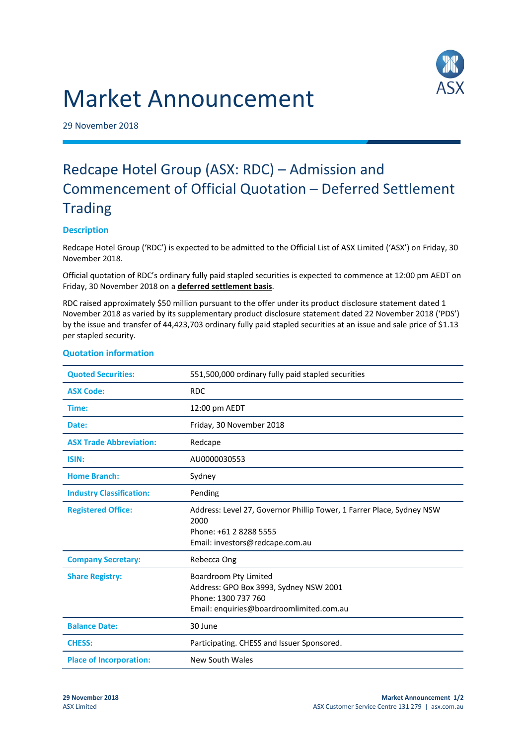# Market Announcement

29 November 2018

## Redcape Hotel Group (ASX: RDC) – Admission and Commencement of Official Quotation – Deferred Settlement Trading

### Description

Redcape Hotel Group ('RDC') is expected to be admitted to the Official List of ASX Limited ('ASX') on Friday, 30 November 2018.

Official quotation of RDC's ordinary fully paid stapled securities is expected to commence at 12:00 pm AEDT on Friday, 30 November 2018 on a **deferred settlement basis**.

RDC raised approximately $50 million pursuant to the offer under its product disclosure statement dated 1 November 2018 as varied by its supplementary product disclosure statement dated 22 November 2018 ('PDS') by the issue and transfer of 44,423,703 ordinary fully paid stapled securities at an issue and sale price of $1.13 per stapled security.

### Quotation information

| | |
|---|---|
| **Quoted Securities:** | 551,500,000 ordinary fully paid stapled securities |
| **ASX Code:** | RDC |
| **Time:** | 12:00 pm AEDT |
| **Date:** | Friday, 30 November 2018 |
| **ASX Trade Abbreviation:** | Redcape |
| **ISIN:** | AU0000030553 |
| **Home Branch:** | Sydney |
| **Industry Classification:** | Pending |
| **Registered Office:** | Address: Level 27, Governor Phillip Tower, 1 Farrer Place, Sydney NSW 2000<br>Phone: +61 2 8288 5555<br>Email: investors@redcape.com.au |
| **Company Secretary:** | Rebecca Ong |
| **Share Registry:** | Boardroom Pty Limited<br>Address: GPO Box 3993, Sydney NSW 2001<br>Phone: 1300 737 760<br>Email: enquiries@boardroomlimited.com.au |
| **Balance Date:** | 30 June |
| **CHESS:** | Participating. CHESS and Issuer Sponsored. |
| **Place of Incorporation:** | New South Wales |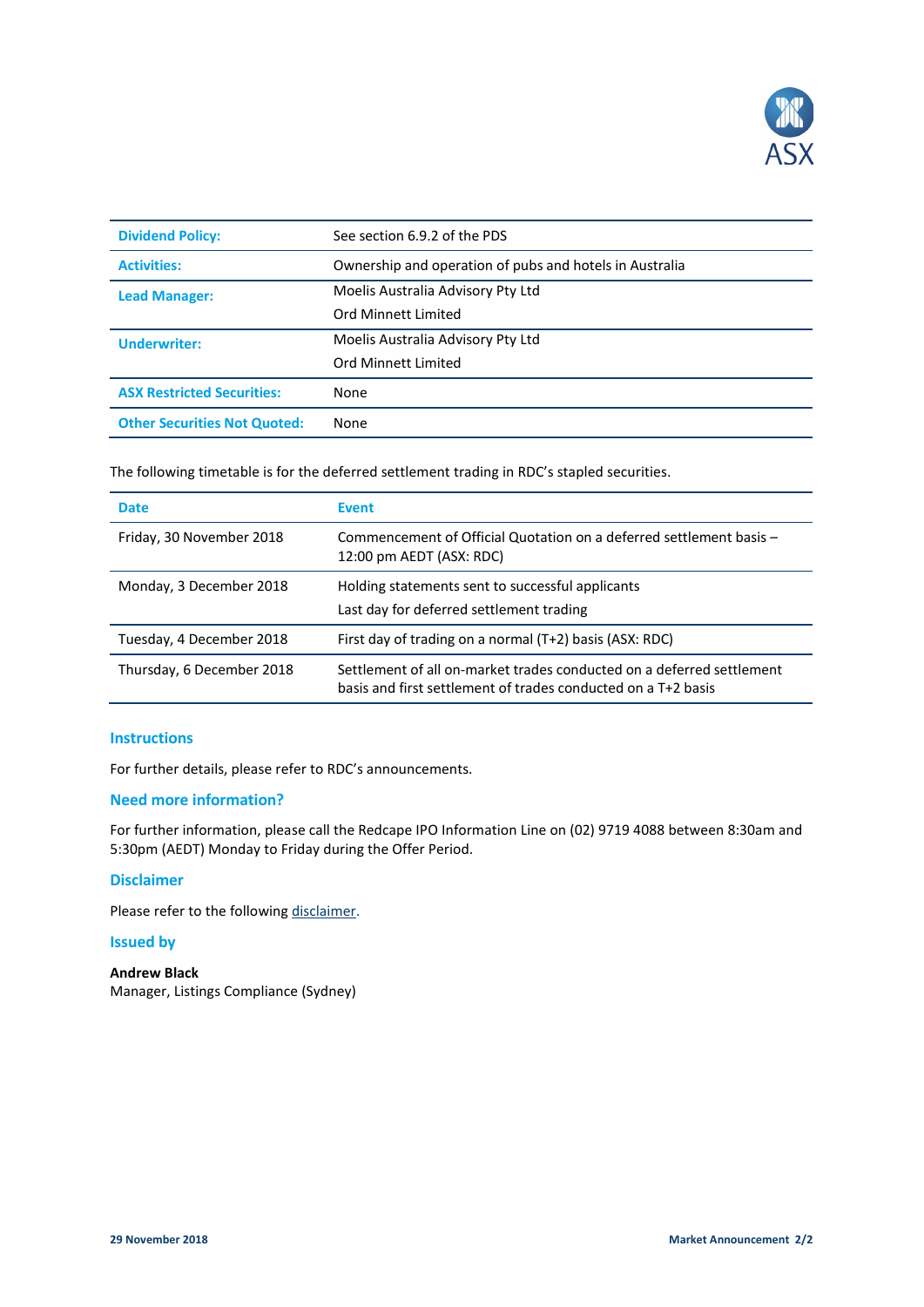| | |
|---|---|
| **Dividend Policy:** | See section 6.9.2 of the PDS |
| **Activities:** | Ownership and operation of pubs and hotels in Australia |
| **Lead Manager:** | Moelis Australia Advisory Pty Ltd<br>Ord Minnett Limited |
| **Underwriter:** | Moelis Australia Advisory Pty Ltd<br>Ord Minnett Limited |
| **ASX Restricted Securities:** | None |
| **Other Securities Not Quoted:** | None |

The following timetable is for the deferred settlement trading in RDC's stapled securities.

| Date | Event |
|---|---|
| Friday, 30 November 2018 | Commencement of Official Quotation on a deferred settlement basis – 12:00 pm AEDT (ASX: RDC) |
| Monday, 3 December 2018 | Holding statements sent to successful applicants<br>Last day for deferred settlement trading |
| Tuesday, 4 December 2018 | First day of trading on a normal (T+2) basis (ASX: RDC) |
| Thursday, 6 December 2018 | Settlement of all on-market trades conducted on a deferred settlement basis and first settlement of trades conducted on a T+2 basis |

## Instructions

For further details, please refer to RDC's announcements.

## Need more information?

For further information, please call the Redcape IPO Information Line on (02) 9719 4088 between 8:30am and 5:30pm (AEDT) Monday to Friday during the Offer Period.

## Disclaimer

Please refer to the following disclaimer.

## Issued by

**Andrew Black**
Manager, Listings Compliance (Sydney)